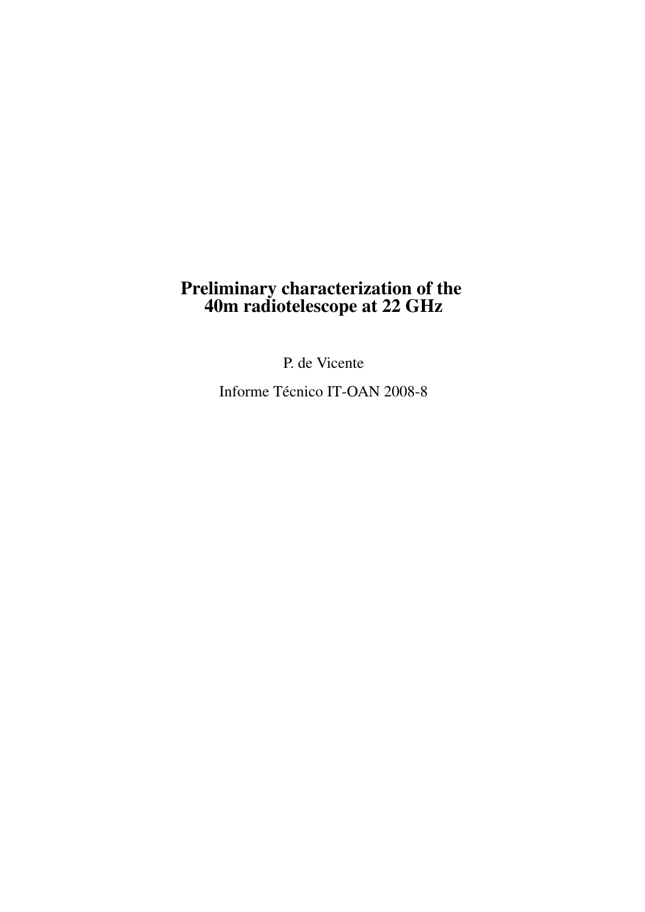# Preliminary characterization of the 40m radiotelescope at 22 GHz

P. de Vicente

Informe Técnico IT-OAN 2008-8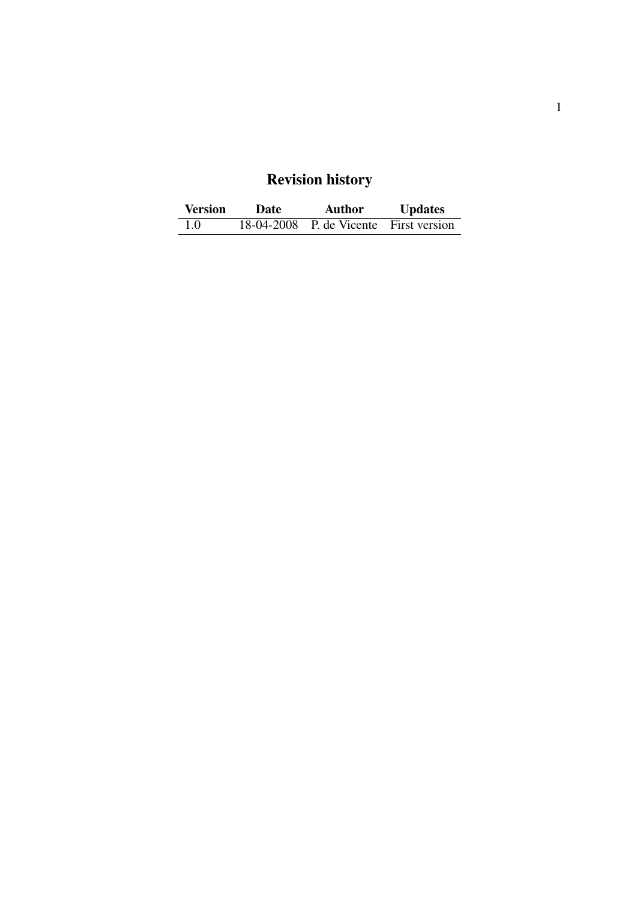# Revision history

| Version | Date | Author | Updates |
|---|---|---|---|
| 1.0 | 18-04-2008 | P. de Vicente | First version |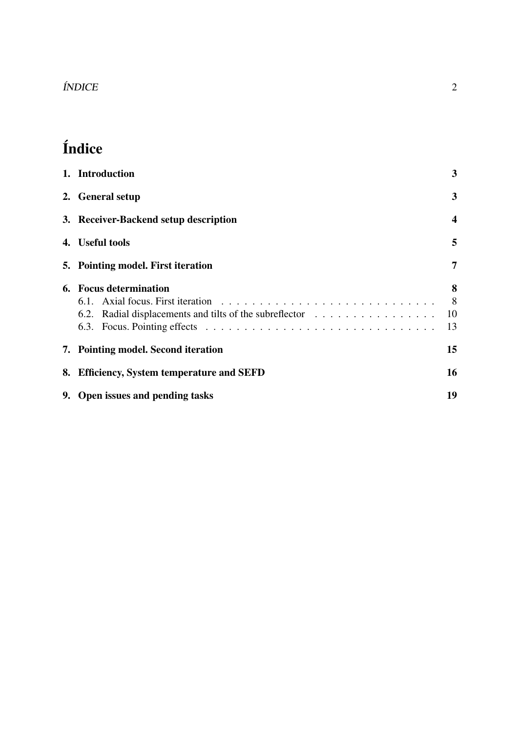# Índice

1. **Introduction** — 3
2. **General setup** — 3
3. **Receiver-Backend setup description** — 4
4. **Useful tools** — 5
5. **Pointing model. First iteration** — 7
6. **Focus determination** — 8
   - 6.1. Axial focus. First iteration — 8
   - 6.2. Radial displacements and tilts of the subreflector — 10
   - 6.3. Focus. Pointing effects — 13
7. **Pointing model. Second iteration** — 15
8. **Efficiency, System temperature and SEFD** — 16
9. **Open issues and pending tasks** — 19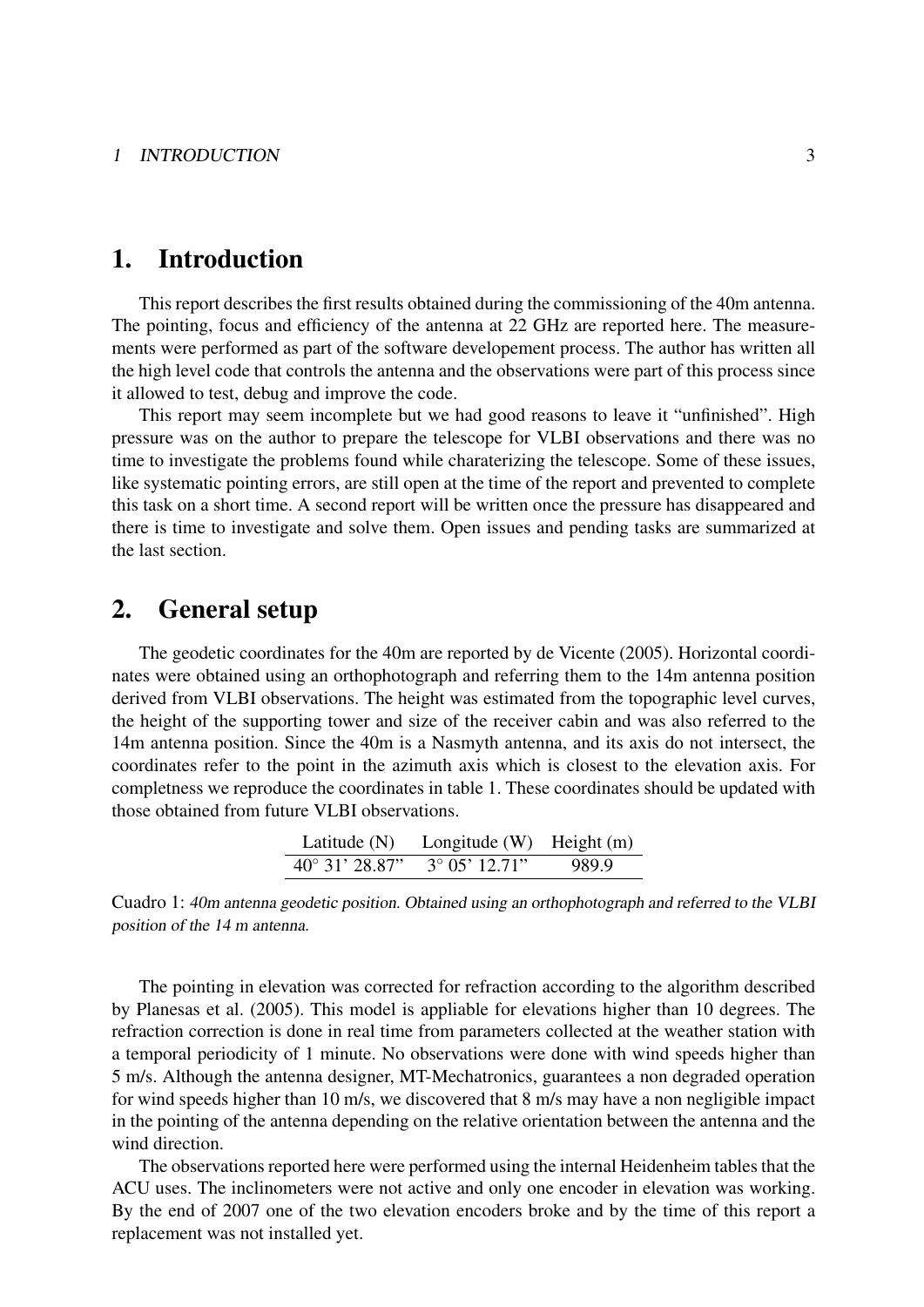# 1. Introduction

This report describes the first results obtained during the commissioning of the 40m antenna. The pointing, focus and efficiency of the antenna at 22 GHz are reported here. The measurements were performed as part of the software developement process. The author has written all the high level code that controls the antenna and the observations were part of this process since it allowed to test, debug and improve the code.

This report may seem incomplete but we had good reasons to leave it "unfinished". High pressure was on the author to prepare the telescope for VLBI observations and there was no time to investigate the problems found while charaterizing the telescope. Some of these issues, like systematic pointing errors, are still open at the time of the report and prevented to complete this task on a short time. A second report will be written once the pressure has disappeared and there is time to investigate and solve them. Open issues and pending tasks are summarized at the last section.

# 2. General setup

The geodetic coordinates for the 40m are reported by de Vicente (2005). Horizontal coordinates were obtained using an orthophotograph and referring them to the 14m antenna position derived from VLBI observations. The height was estimated from the topographic level curves, the height of the supporting tower and size of the receiver cabin and was also referred to the 14m antenna position. Since the 40m is a Nasmyth antenna, and its axis do not intersect, the coordinates refer to the point in the azimuth axis which is closest to the elevation axis. For completness we reproduce the coordinates in table 1. These coordinates should be updated with those obtained from future VLBI observations.

| Latitude (N) | Longitude (W) | Height (m) |
|---|---|---|
| 40° 31' 28.87" | 3° 05' 12.71" | 989.9 |

Cuadro 1: *40m antenna geodetic position. Obtained using an orthophotograph and referred to the VLBI position of the 14 m antenna.*

The pointing in elevation was corrected for refraction according to the algorithm described by Planesas et al. (2005). This model is appliable for elevations higher than 10 degrees. The refraction correction is done in real time from parameters collected at the weather station with a temporal periodicity of 1 minute. No observations were done with wind speeds higher than 5 m/s. Although the antenna designer, MT-Mechatronics, guarantees a non degraded operation for wind speeds higher than 10 m/s, we discovered that 8 m/s may have a non negligible impact in the pointing of the antenna depending on the relative orientation between the antenna and the wind direction.

The observations reported here were performed using the internal Heidenheim tables that the ACU uses. The inclinometers were not active and only one encoder in elevation was working. By the end of 2007 one of the two elevation encoders broke and by the time of this report a replacement was not installed yet.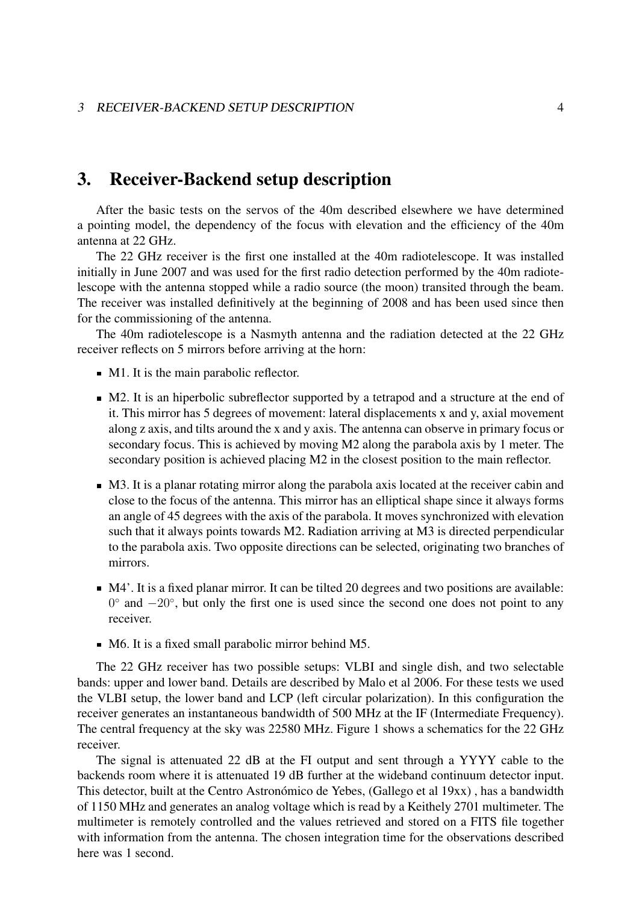# 3. Receiver-Backend setup description

After the basic tests on the servos of the 40m described elsewhere we have determined a pointing model, the dependency of the focus with elevation and the efficiency of the 40m antenna at 22 GHz.

The 22 GHz receiver is the first one installed at the 40m radiotelescope. It was installed initially in June 2007 and was used for the first radio detection performed by the 40m radiotelescope with the antenna stopped while a radio source (the moon) transited through the beam. The receiver was installed definitively at the beginning of 2008 and has been used since then for the commissioning of the antenna.

The 40m radiotelescope is a Nasmyth antenna and the radiation detected at the 22 GHz receiver reflects on 5 mirrors before arriving at the horn:

- M1. It is the main parabolic reflector.
- M2. It is an hiperbolic subreflector supported by a tetrapod and a structure at the end of it. This mirror has 5 degrees of movement: lateral displacements x and y, axial movement along z axis, and tilts around the x and y axis. The antenna can observe in primary focus or secondary focus. This is achieved by moving M2 along the parabola axis by 1 meter. The secondary position is achieved placing M2 in the closest position to the main reflector.
- M3. It is a planar rotating mirror along the parabola axis located at the receiver cabin and close to the focus of the antenna. This mirror has an elliptical shape since it always forms an angle of 45 degrees with the axis of the parabola. It moves synchronized with elevation such that it always points towards M2. Radiation arriving at M3 is directed perpendicular to the parabola axis. Two opposite directions can be selected, originating two branches of mirrors.
- M4'. It is a fixed planar mirror. It can be tilted 20 degrees and two positions are available: $0^\circ$ and $-20^\circ$, but only the first one is used since the second one does not point to any receiver.
- M6. It is a fixed small parabolic mirror behind M5.

The 22 GHz receiver has two possible setups: VLBI and single dish, and two selectable bands: upper and lower band. Details are described by Malo et al 2006. For these tests we used the VLBI setup, the lower band and LCP (left circular polarization). In this configuration the receiver generates an instantaneous bandwidth of 500 MHz at the IF (Intermediate Frequency). The central frequency at the sky was 22580 MHz. Figure 1 shows a schematics for the 22 GHz receiver.

The signal is attenuated 22 dB at the FI output and sent through a YYYY cable to the backends room where it is attenuated 19 dB further at the wideband continuum detector input. This detector, built at the Centro Astronómico de Yebes, (Gallego et al 19xx) , has a bandwidth of 1150 MHz and generates an analog voltage which is read by a Keithely 2701 multimeter. The multimeter is remotely controlled and the values retrieved and stored on a FITS file together with information from the antenna. The chosen integration time for the observations described here was 1 second.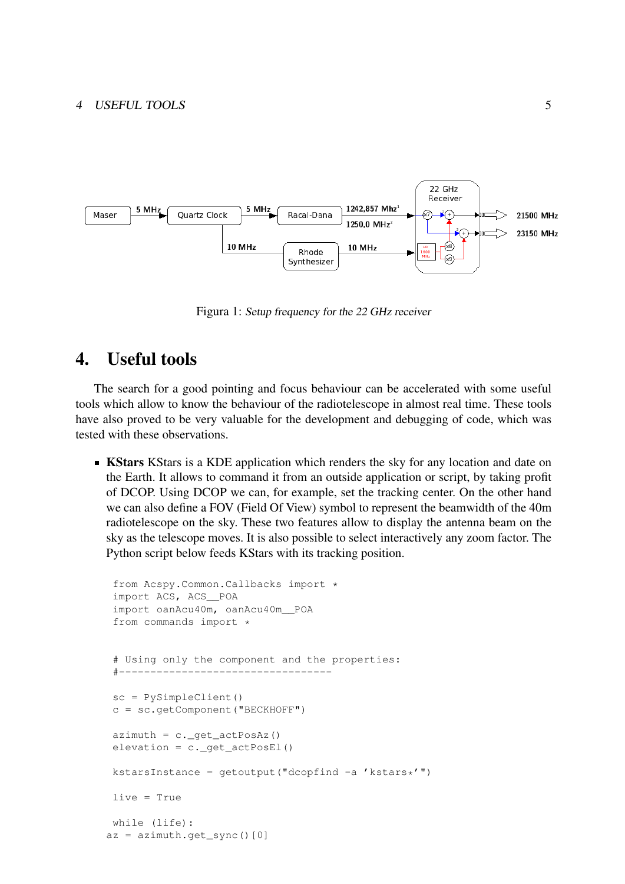Figura 1: *Setup frequency for the 22 GHz receiver*

# 4. Useful tools

The search for a good pointing and focus behaviour can be accelerated with some useful tools which allow to know the behaviour of the radiotelescope in almost real time. These tools have also proved to be very valuable for the development and debugging of code, which was tested with these observations.

- **KStars** KStars is a KDE application which renders the sky for any location and date on the Earth. It allows to command it from an outside application or script, by taking profit of DCOP. Using DCOP we can, for example, set the tracking center. On the other hand we can also define a FOV (Field Of View) symbol to represent the beamwidth of the 40m radiotelescope on the sky. These two features allow to display the antenna beam on the sky as the telescope moves. It is also possible to select interactively any zoom factor. The Python script below feeds KStars with its tracking position.

```
 from Acspy.Common.Callbacks import *
 import ACS, ACS__POA
 import oanAcu40m, oanAcu40m__POA
 from commands import *


 # Using only the component and the properties:
 #----------------------------------


 sc = PySimpleClient()
 c = sc.getComponent("BECKHOFF")

 azimuth = c._get_actPosAz()
 elevation = c._get_actPosEl()

 kstarsInstance = getoutput("dcopfind -a 'kstars*'")

 live = True

 while (life):
az = azimuth.get_sync()[0]
```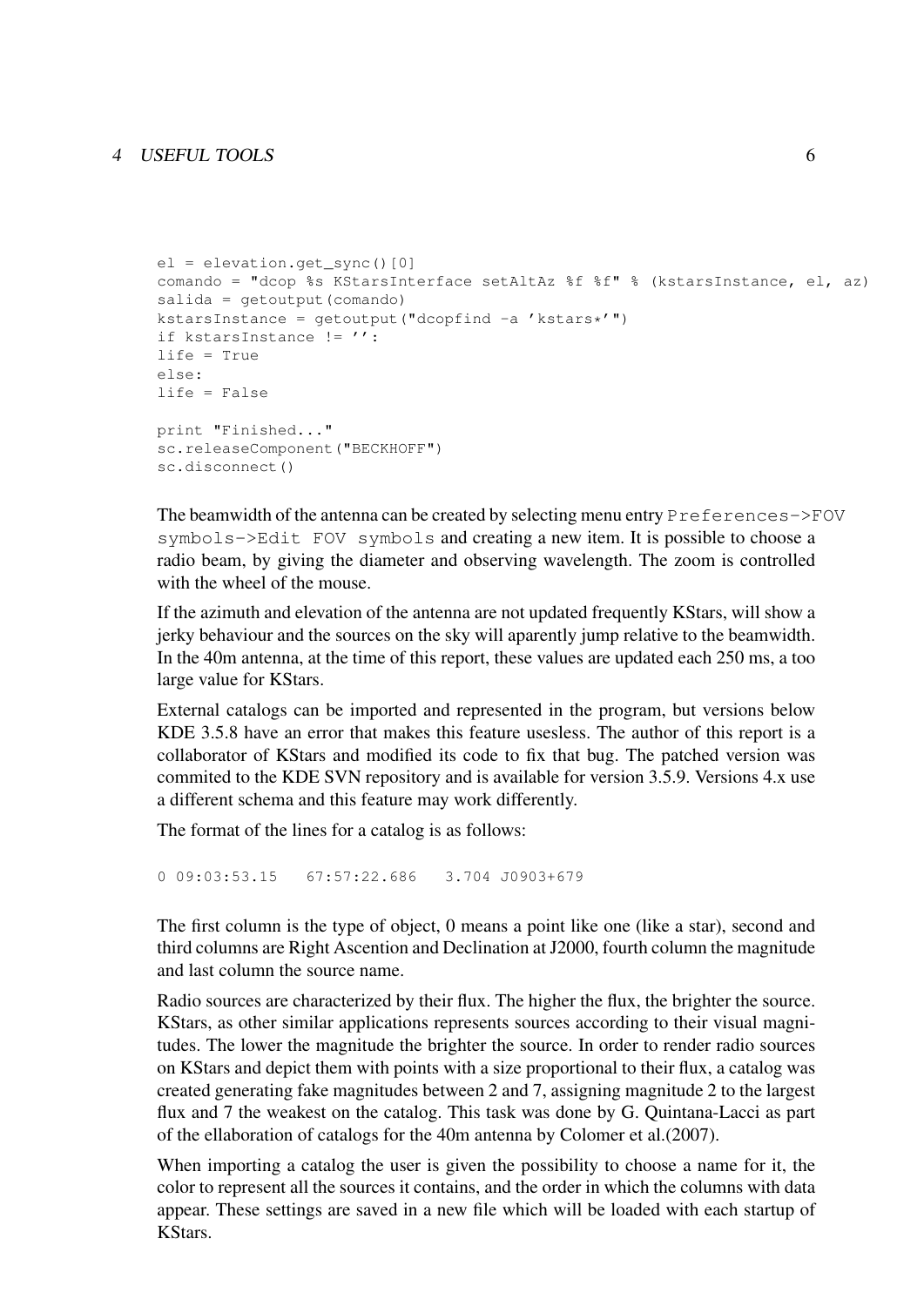```
el = elevation.get_sync()[0]
comando = "dcop %s KStarsInterface setAltAz %f %f" % (kstarsInstance, el, az)
salida = getoutput(comando)
kstarsInstance = getoutput("dcopfind -a 'kstars*'")
if kstarsInstance != '':
life = True
else:
life = False

print "Finished..."
sc.releaseComponent("BECKHOFF")
sc.disconnect()
```

The beamwidth of the antenna can be created by selecting menu entry `Preferences->FOV symbols->Edit FOV symbols` and creating a new item. It is possible to choose a radio beam, by giving the diameter and observing wavelength. The zoom is controlled with the wheel of the mouse.

If the azimuth and elevation of the antenna are not updated frequently KStars, will show a jerky behaviour and the sources on the sky will aparently jump relative to the beamwidth. In the 40m antenna, at the time of this report, these values are updated each 250 ms, a too large value for KStars.

External catalogs can be imported and represented in the program, but versions below KDE 3.5.8 have an error that makes this feature usesless. The author of this report is a collaborator of KStars and modified its code to fix that bug. The patched version was commited to the KDE SVN repository and is available for version 3.5.9. Versions 4.x use a different schema and this feature may work differently.

The format of the lines for a catalog is as follows:

```
0 09:03:53.15   67:57:22.686   3.704 J0903+679
```

The first column is the type of object, 0 means a point like one (like a star), second and third columns are Right Ascention and Declination at J2000, fourth column the magnitude and last column the source name.

Radio sources are characterized by their flux. The higher the flux, the brighter the source. KStars, as other similar applications represents sources according to their visual magnitudes. The lower the magnitude the brighter the source. In order to render radio sources on KStars and depict them with points with a size proportional to their flux, a catalog was created generating fake magnitudes between 2 and 7, assigning magnitude 2 to the largest flux and 7 the weakest on the catalog. This task was done by G. Quintana-Lacci as part of the ellaboration of catalogs for the 40m antenna by Colomer et al.(2007).

When importing a catalog the user is given the possibility to choose a name for it, the color to represent all the sources it contains, and the order in which the columns with data appear. These settings are saved in a new file which will be loaded with each startup of KStars.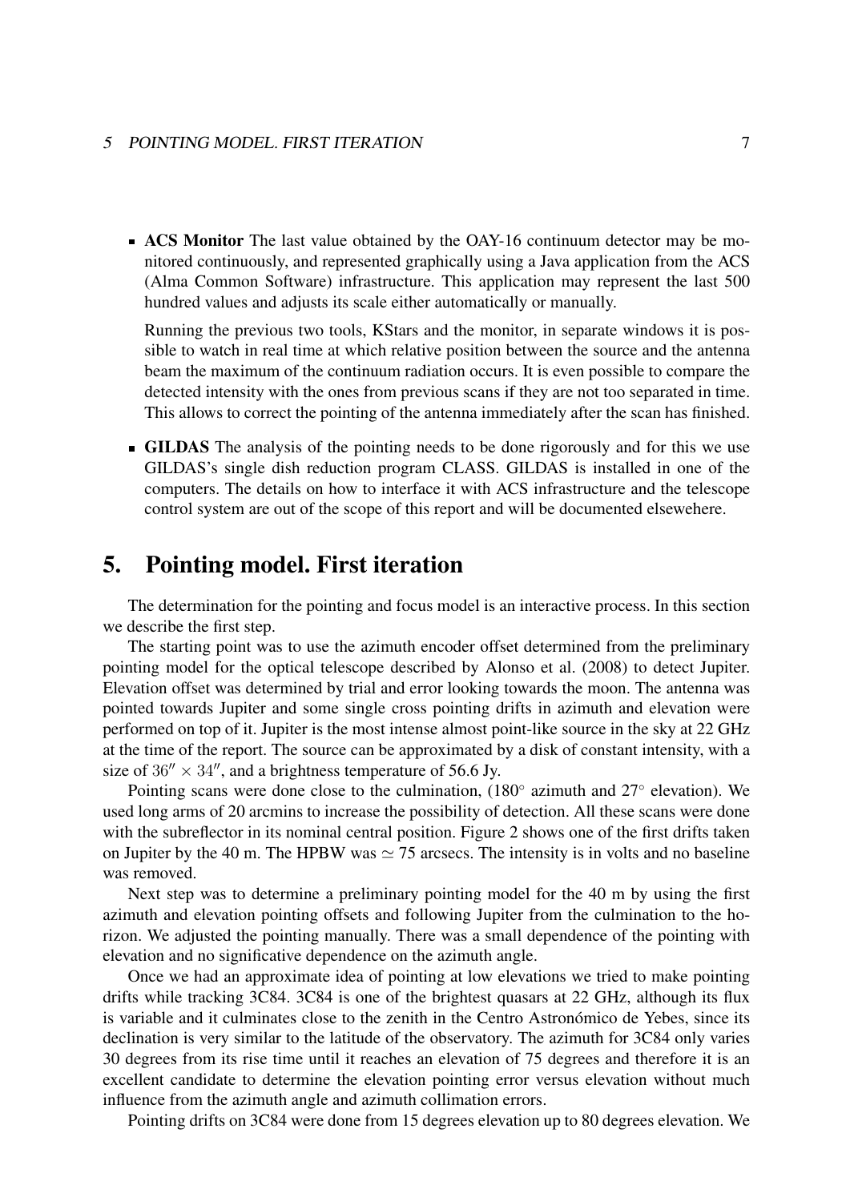- **ACS Monitor** The last value obtained by the OAY-16 continuum detector may be monitored continuously, and represented graphically using a Java application from the ACS (Alma Common Software) infrastructure. This application may represent the last 500 hundred values and adjusts its scale either automatically or manually.

  Running the previous two tools, KStars and the monitor, in separate windows it is possible to watch in real time at which relative position between the source and the antenna beam the maximum of the continuum radiation occurs. It is even possible to compare the detected intensity with the ones from previous scans if they are not too separated in time. This allows to correct the pointing of the antenna immediately after the scan has finished.

- **GILDAS** The analysis of the pointing needs to be done rigorously and for this we use GILDAS's single dish reduction program CLASS. GILDAS is installed in one of the computers. The details on how to interface it with ACS infrastructure and the telescope control system are out of the scope of this report and will be documented elsewehere.

# 5. Pointing model. First iteration

The determination for the pointing and focus model is an interactive process. In this section we describe the first step.

The starting point was to use the azimuth encoder offset determined from the preliminary pointing model for the optical telescope described by Alonso et al. (2008) to detect Jupiter. Elevation offset was determined by trial and error looking towards the moon. The antenna was pointed towards Jupiter and some single cross pointing drifts in azimuth and elevation were performed on top of it. Jupiter is the most intense almost point-like source in the sky at 22 GHz at the time of the report. The source can be approximated by a disk of constant intensity, with a size of $36'' \times 34''$, and a brightness temperature of 56.6 Jy.

Pointing scans were done close to the culmination, ($180^\circ$ azimuth and $27^\circ$ elevation). We used long arms of 20 arcmins to increase the possibility of detection. All these scans were done with the subreflector in its nominal central position. Figure 2 shows one of the first drifts taken on Jupiter by the 40 m. The HPBW was $\simeq 75$ arcsecs. The intensity is in volts and no baseline was removed.

Next step was to determine a preliminary pointing model for the 40 m by using the first azimuth and elevation pointing offsets and following Jupiter from the culmination to the horizon. We adjusted the pointing manually. There was a small dependence of the pointing with elevation and no significative dependence on the azimuth angle.

Once we had an approximate idea of pointing at low elevations we tried to make pointing drifts while tracking 3C84. 3C84 is one of the brightest quasars at 22 GHz, although its flux is variable and it culminates close to the zenith in the Centro Astronómico de Yebes, since its declination is very similar to the latitude of the observatory. The azimuth for 3C84 only varies 30 degrees from its rise time until it reaches an elevation of 75 degrees and therefore it is an excellent candidate to determine the elevation pointing error versus elevation without much influence from the azimuth angle and azimuth collimation errors.

Pointing drifts on 3C84 were done from 15 degrees elevation up to 80 degrees elevation. We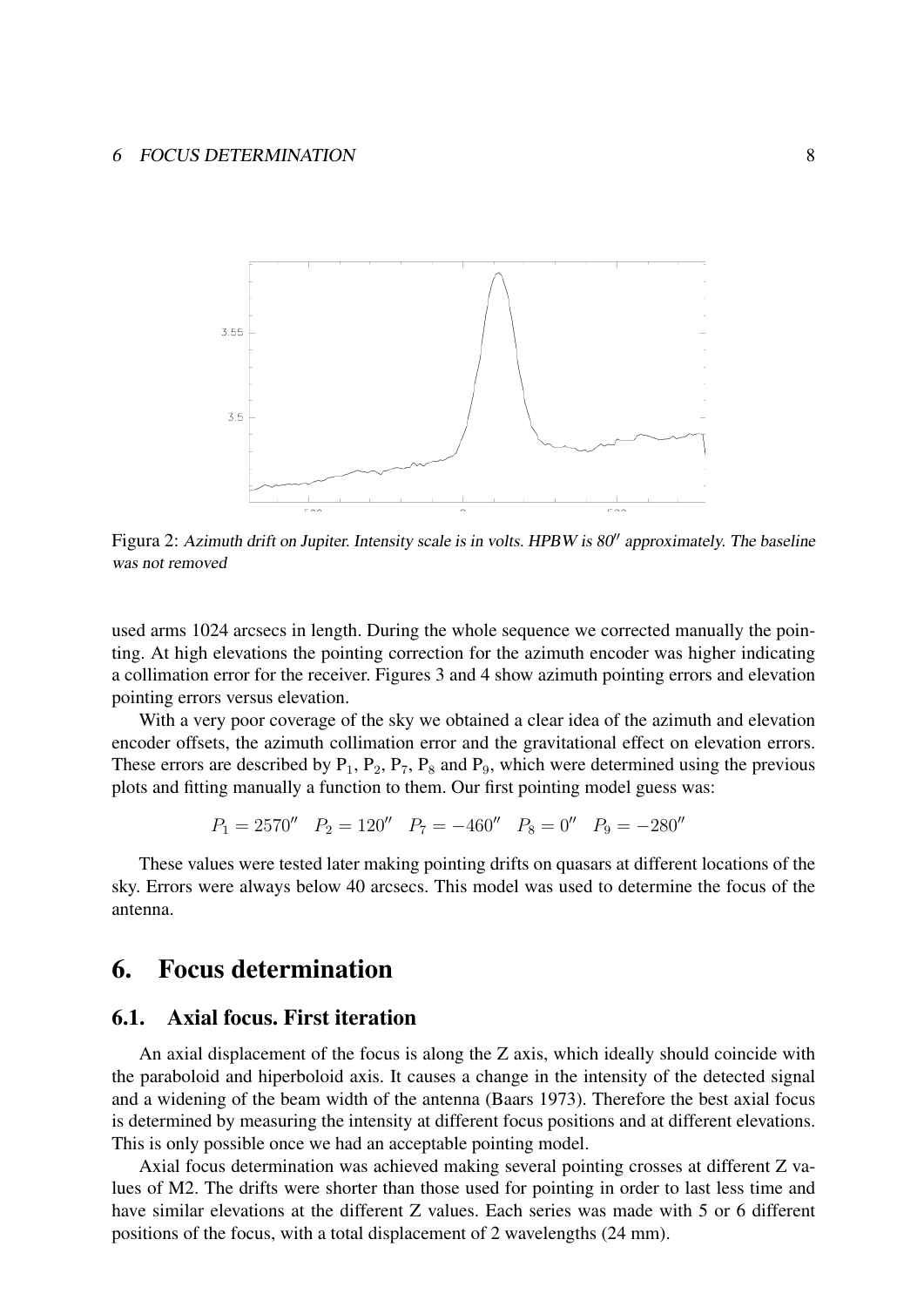Figura 2: *Azimuth drift on Jupiter. Intensity scale is in volts. HPBW is 80″ approximately. The baseline was not removed*

used arms 1024 arcsecs in length. During the whole sequence we corrected manually the pointing. At high elevations the pointing correction for the azimuth encoder was higher indicating a collimation error for the receiver. Figures 3 and 4 show azimuth pointing errors and elevation pointing errors versus elevation.

With a very poor coverage of the sky we obtained a clear idea of the azimuth and elevation encoder offsets, the azimuth collimation error and the gravitational effect on elevation errors. These errors are described by $P_1$, $P_2$, $P_7$, $P_8$ and $P_9$, which were determined using the previous plots and fitting manually a function to them. Our first pointing model guess was:

$$P_1 = 2570'' \quad P_2 = 120'' \quad P_7 = -460'' \quad P_8 = 0'' \quad P_9 = -280''$$

These values were tested later making pointing drifts on quasars at different locations of the sky. Errors were always below 40 arcsecs. This model was used to determine the focus of the antenna.

# 6. Focus determination

## 6.1. Axial focus. First iteration

An axial displacement of the focus is along the Z axis, which ideally should coincide with the paraboloid and hiperboloid axis. It causes a change in the intensity of the detected signal and a widening of the beam width of the antenna (Baars 1973). Therefore the best axial focus is determined by measuring the intensity at different focus positions and at different elevations. This is only possible once we had an acceptable pointing model.

Axial focus determination was achieved making several pointing crosses at different Z values of M2. The drifts were shorter than those used for pointing in order to last less time and have similar elevations at the different Z values. Each series was made with 5 or 6 different positions of the focus, with a total displacement of 2 wavelengths (24 mm).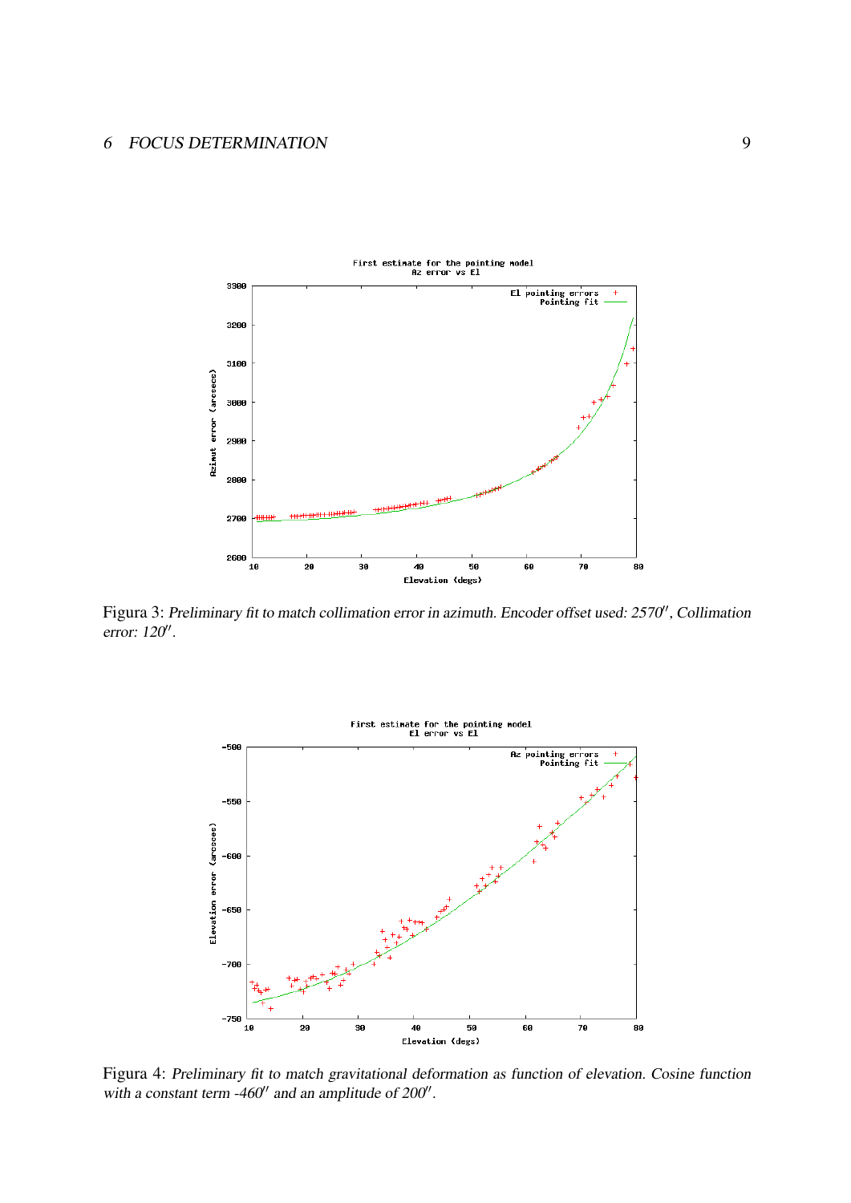Figura 3: *Preliminary fit to match collimation error in azimuth. Encoder offset used: 2570″, Collimation error: 120″.*

Figura 4: *Preliminary fit to match gravitational deformation as function of elevation. Cosine function with a constant term -460″ and an amplitude of 200″.*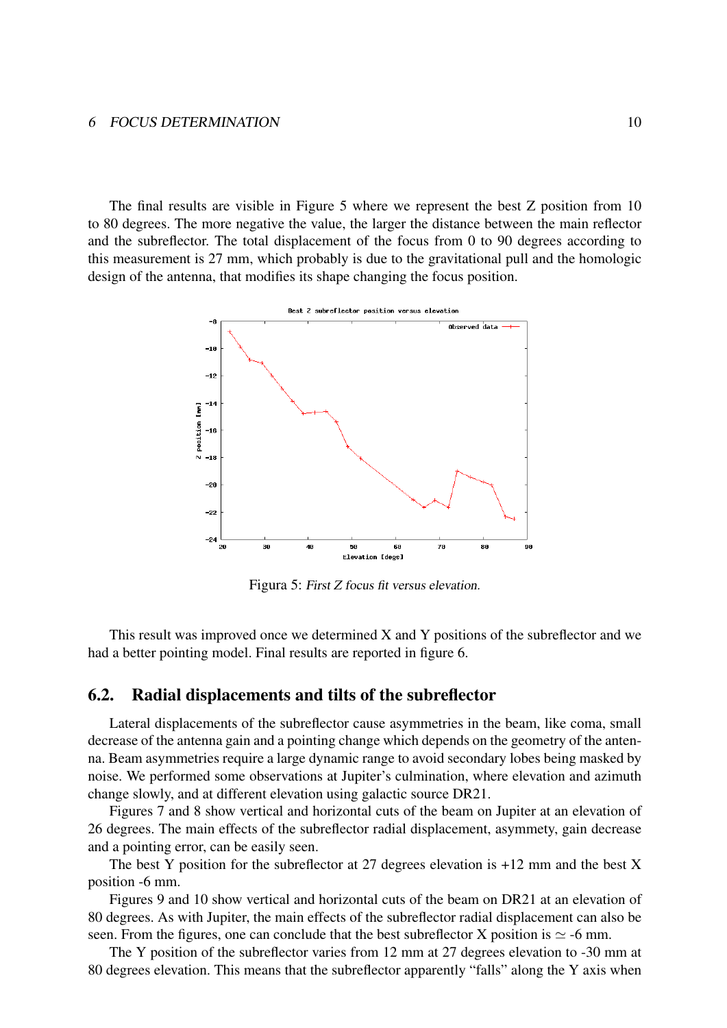The final results are visible in Figure 5 where we represent the best Z position from 10 to 80 degrees. The more negative the value, the larger the distance between the main reflector and the subreflector. The total displacement of the focus from 0 to 90 degrees according to this measurement is 27 mm, which probably is due to the gravitational pull and the homologic design of the antenna, that modifies its shape changing the focus position.

Figura 5: *First Z focus fit versus elevation.*

This result was improved once we determined X and Y positions of the subreflector and we had a better pointing model. Final results are reported in figure 6.

## 6.2. Radial displacements and tilts of the subreflector

Lateral displacements of the subreflector cause asymmetries in the beam, like coma, small decrease of the antenna gain and a pointing change which depends on the geometry of the antenna. Beam asymmetries require a large dynamic range to avoid secondary lobes being masked by noise. We performed some observations at Jupiter's culmination, where elevation and azimuth change slowly, and at different elevation using galactic source DR21.

Figures 7 and 8 show vertical and horizontal cuts of the beam on Jupiter at an elevation of 26 degrees. The main effects of the subreflector radial displacement, asymmetry, gain decrease and a pointing error, can be easily seen.

The best Y position for the subreflector at 27 degrees elevation is +12 mm and the best X position -6 mm.

Figures 9 and 10 show vertical and horizontal cuts of the beam on DR21 at an elevation of 80 degrees. As with Jupiter, the main effects of the subreflector radial displacement can also be seen. From the figures, one can conclude that the best subreflector X position is $\simeq$ -6 mm.

The Y position of the subreflector varies from 12 mm at 27 degrees elevation to -30 mm at 80 degrees elevation. This means that the subreflector apparently "falls" along the Y axis when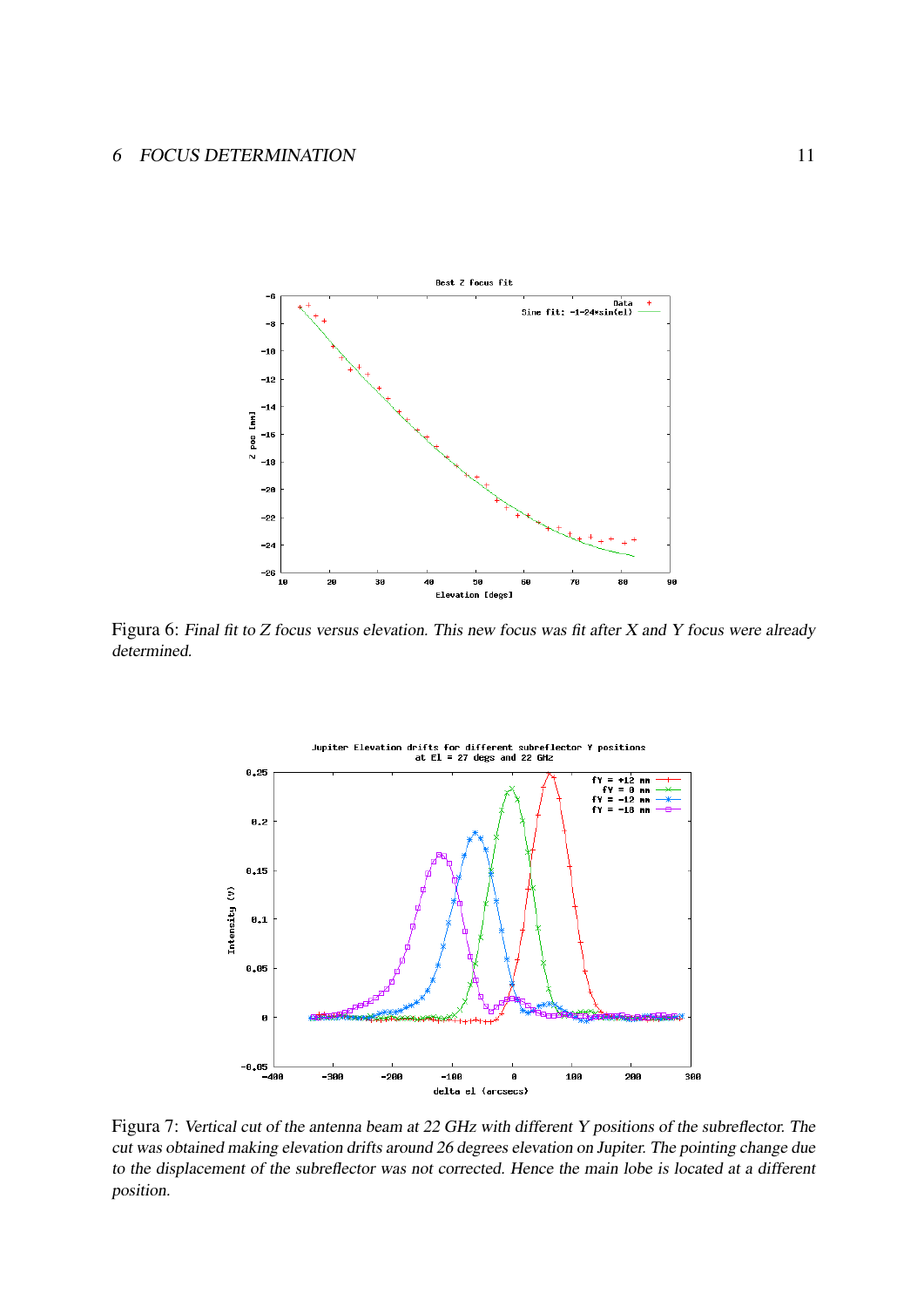Figura 6: *Final fit to Z focus versus elevation. This new focus was fit after X and Y focus were already determined.*

Figura 7: *Vertical cut of the antenna beam at 22 GHz with different Y positions of the subreflector. The cut was obtained making elevation drifts around 26 degrees elevation on Jupiter. The pointing change due to the displacement of the subreflector was not corrected. Hence the main lobe is located at a different position.*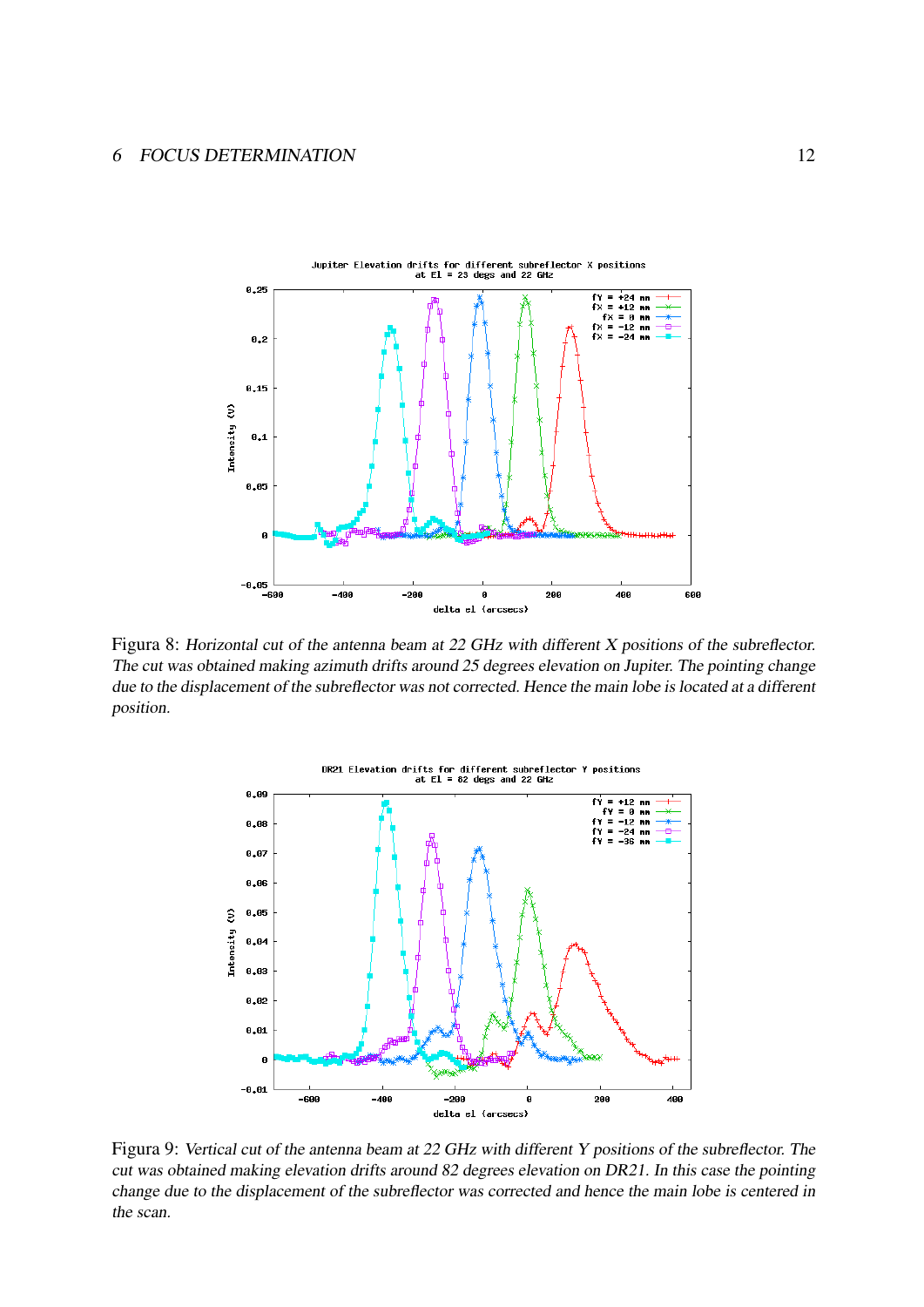Figura 8: *Horizontal cut of the antenna beam at 22 GHz with different X positions of the subreflector. The cut was obtained making azimuth drifts around 25 degrees elevation on Jupiter. The pointing change due to the displacement of the subreflector was not corrected. Hence the main lobe is located at a different position.*

Figura 9: *Vertical cut of the antenna beam at 22 GHz with different Y positions of the subreflector. The cut was obtained making elevation drifts around 82 degrees elevation on DR21. In this case the pointing change due to the displacement of the subreflector was corrected and hence the main lobe is centered in the scan.*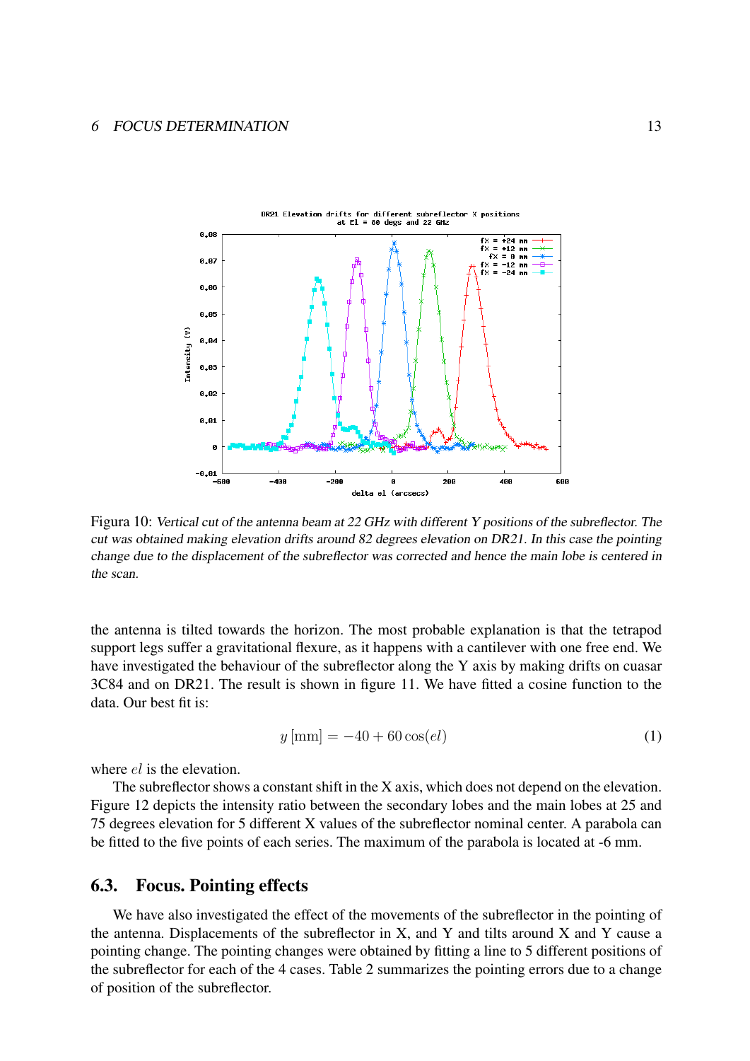Figura 10: *Vertical cut of the antenna beam at 22 GHz with different Y positions of the subreflector. The cut was obtained making elevation drifts around 82 degrees elevation on DR21. In this case the pointing change due to the displacement of the subreflector was corrected and hence the main lobe is centered in the scan.*

the antenna is tilted towards the horizon. The most probable explanation is that the tetrapod support legs suffer a gravitational flexure, as it happens with a cantilever with one free end. We have investigated the behaviour of the subreflector along the Y axis by making drifts on cuasar 3C84 and on DR21. The result is shown in figure 11. We have fitted a cosine function to the data. Our best fit is:

$$y\,[\mathrm{mm}] = -40 + 60\cos(el) \tag{1}$$

where $el$ is the elevation.

The subreflector shows a constant shift in the X axis, which does not depend on the elevation. Figure 12 depicts the intensity ratio between the secondary lobes and the main lobes at 25 and 75 degrees elevation for 5 different X values of the subreflector nominal center. A parabola can be fitted to the five points of each series. The maximum of the parabola is located at -6 mm.

## 6.3. Focus. Pointing effects

We have also investigated the effect of the movements of the subreflector in the pointing of the antenna. Displacements of the subreflector in X, and Y and tilts around X and Y cause a pointing change. The pointing changes were obtained by fitting a line to 5 different positions of the subreflector for each of the 4 cases. Table 2 summarizes the pointing errors due to a change of position of the subreflector.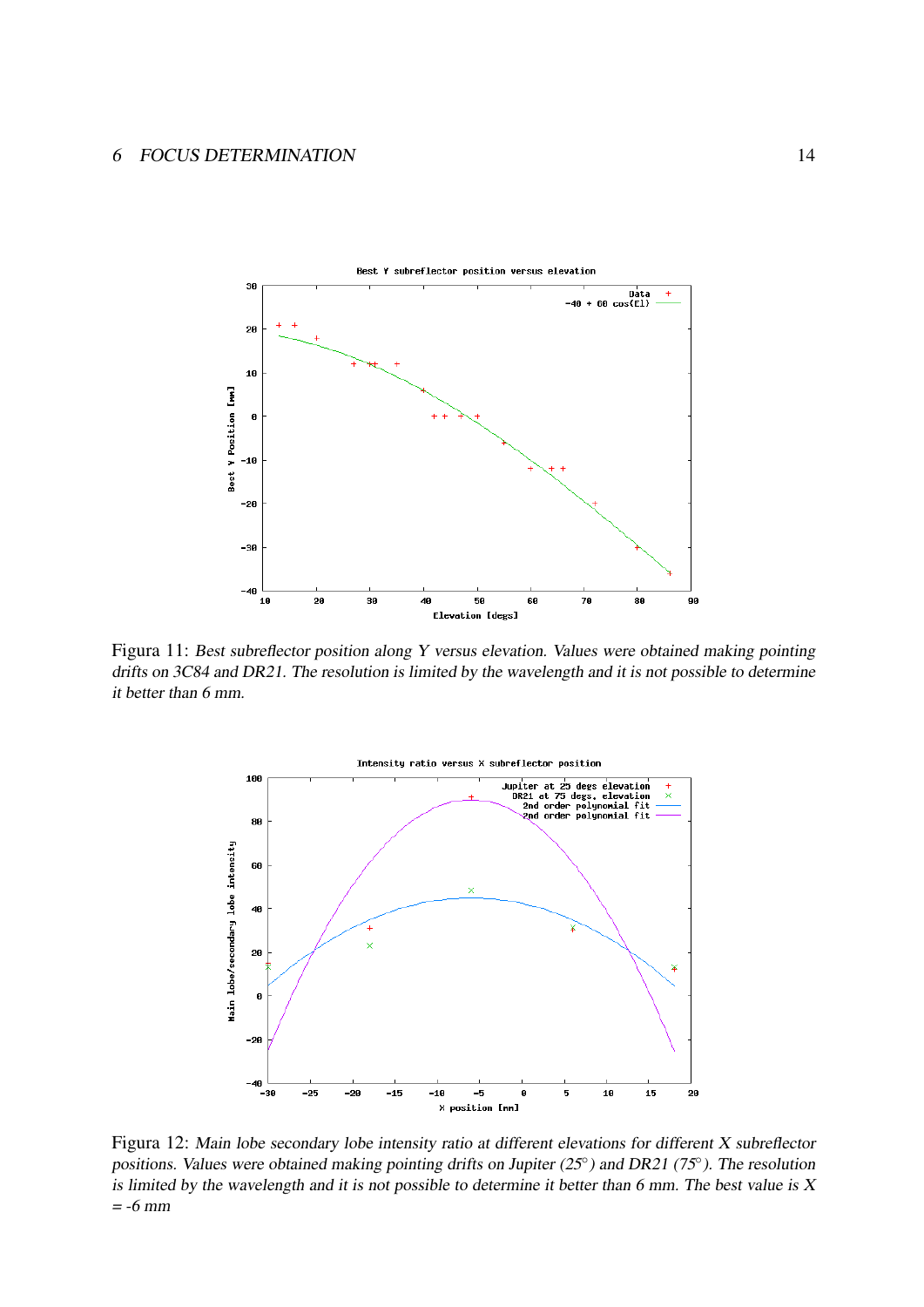Figura 11: *Best subreflector position along Y versus elevation. Values were obtained making pointing drifts on 3C84 and DR21. The resolution is limited by the wavelength and it is not possible to determine it better than 6 mm.*

Figura 12: *Main lobe secondary lobe intensity ratio at different elevations for different X subreflector positions. Values were obtained making pointing drifts on Jupiter (25°) and DR21 (75°). The resolution is limited by the wavelength and it is not possible to determine it better than 6 mm. The best value is X = -6 mm*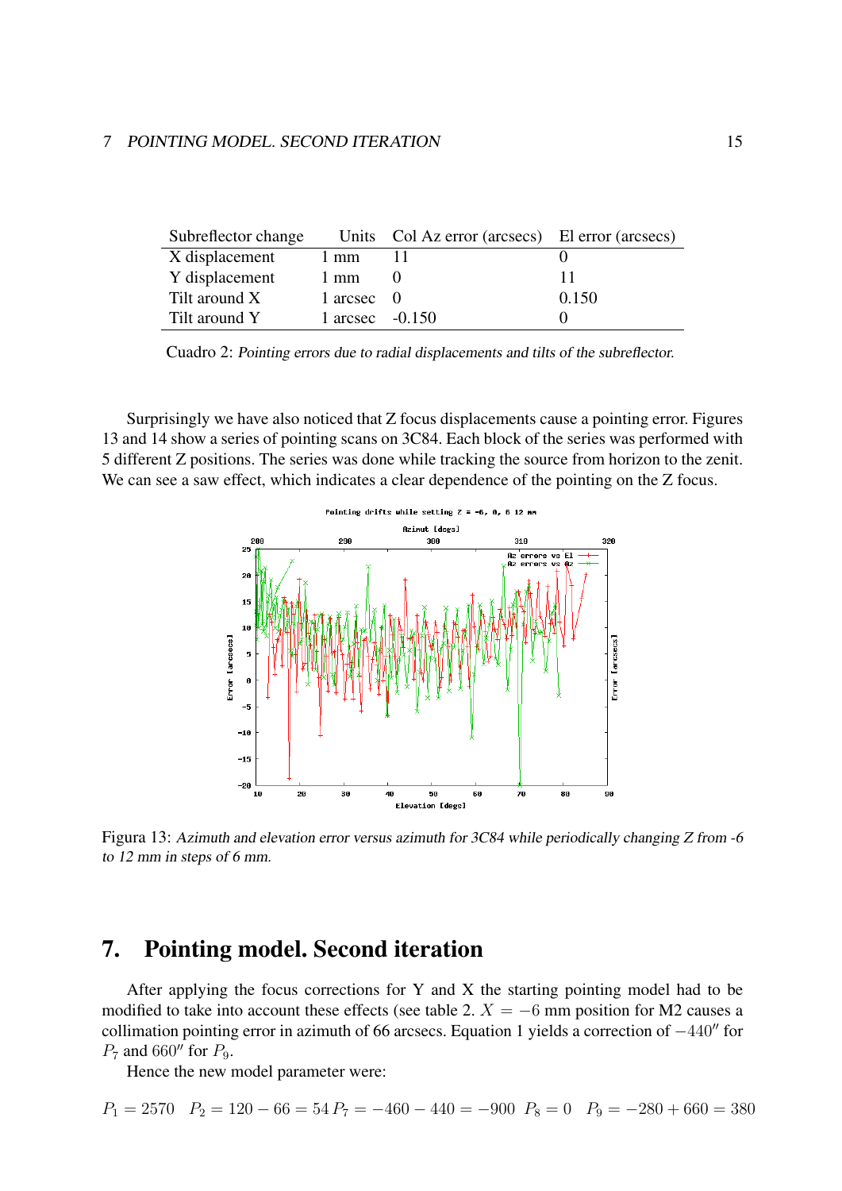| Subreflector change | Units | Col Az error (arcsecs) | El error (arcsecs) |
|---|---|---|---|
| X displacement | 1 mm | 11 | 0 |
| Y displacement | 1 mm | 0 | 11 |
| Tilt around X | 1 arcsec | 0 | 0.150 |
| Tilt around Y | 1 arcsec | -0.150 | 0 |

Cuadro 2: *Pointing errors due to radial displacements and tilts of the subreflector.*

Surprisingly we have also noticed that Z focus displacements cause a pointing error. Figures 13 and 14 show a series of pointing scans on 3C84. Each block of the series was performed with 5 different Z positions. The series was done while tracking the source from horizon to the zenit. We can see a saw effect, which indicates a clear dependence of the pointing on the Z focus.

Figura 13: *Azimuth and elevation error versus azimuth for 3C84 while periodically changing Z from -6 to 12 mm in steps of 6 mm.*

# 7. Pointing model. Second iteration

After applying the focus corrections for Y and X the starting pointing model had to be modified to take into account these effects (see table 2. $X = -6$ mm position for M2 causes a collimation pointing error in azimuth of 66 arcsecs. Equation 1 yields a correction of $-440''$ for $P_7$ and $660''$ for $P_9$.

Hence the new model parameter were:

$$P_1 = 2570 \quad P_2 = 120 - 66 = 54 \; P_7 = -460 - 440 = -900 \quad P_8 = 0 \quad P_9 = -280 + 660 = 380$$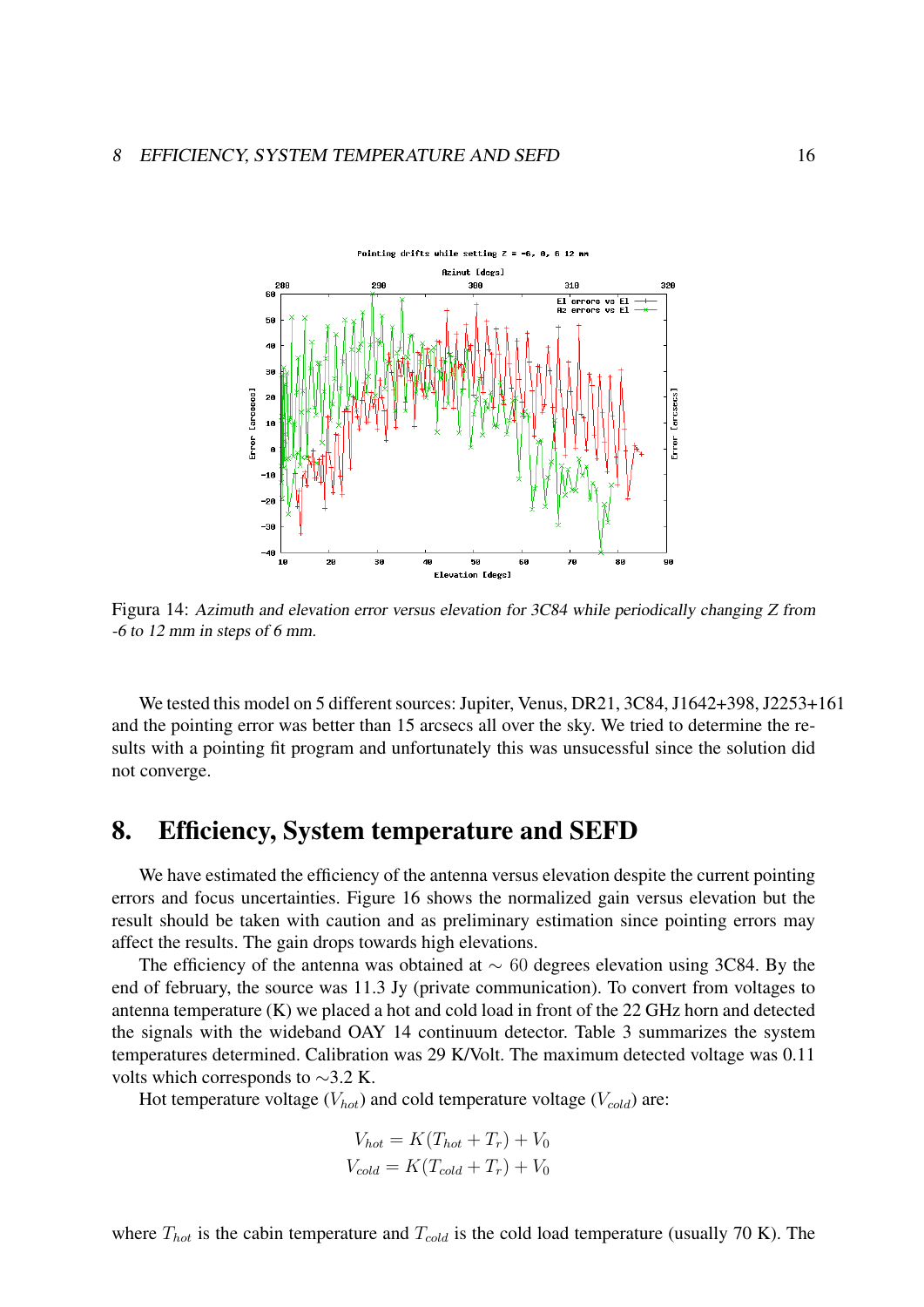Figura 14: *Azimuth and elevation error versus elevation for 3C84 while periodically changing Z from -6 to 12 mm in steps of 6 mm.*

We tested this model on 5 different sources: Jupiter, Venus, DR21, 3C84, J1642+398, J2253+161 and the pointing error was better than 15 arcsecs all over the sky. We tried to determine the results with a pointing fit program and unfortunately this was unsucessful since the solution did not converge.

# 8. Efficiency, System temperature and SEFD

We have estimated the efficiency of the antenna versus elevation despite the current pointing errors and focus uncertainties. Figure 16 shows the normalized gain versus elevation but the result should be taken with caution and as preliminary estimation since pointing errors may affect the results. The gain drops towards high elevations.

The efficiency of the antenna was obtained at $\sim 60$ degrees elevation using 3C84. By the end of february, the source was 11.3 Jy (private communication). To convert from voltages to antenna temperature (K) we placed a hot and cold load in front of the 22 GHz horn and detected the signals with the wideband OAY 14 continuum detector. Table 3 summarizes the system temperatures determined. Calibration was 29 K/Volt. The maximum detected voltage was 0.11 volts which corresponds to ~3.2 K.

Hot temperature voltage ($V_{hot}$) and cold temperature voltage ($V_{cold}$) are:

$$V_{hot} = K(T_{hot} + T_r) + V_0$$
$$V_{cold} = K(T_{cold} + T_r) + V_0$$

where $T_{hot}$ is the cabin temperature and $T_{cold}$ is the cold load temperature (usually 70 K). The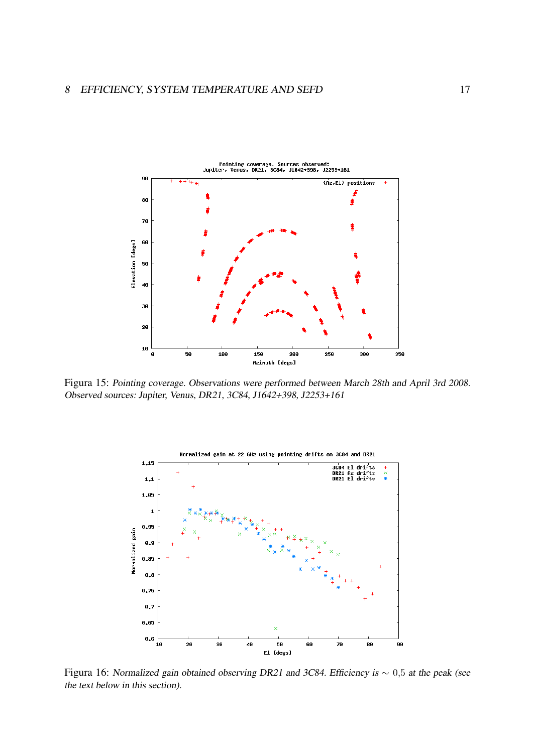Figura 15: *Pointing coverage. Observations were performed between March 28th and April 3rd 2008. Observed sources: Jupiter, Venus, DR21, 3C84, J1642+398, J2253+161*

Figura 16: *Normalized gain obtained observing DR21 and 3C84. Efficiency is* $\sim 0{,}5$ *at the peak (see the text below in this section).*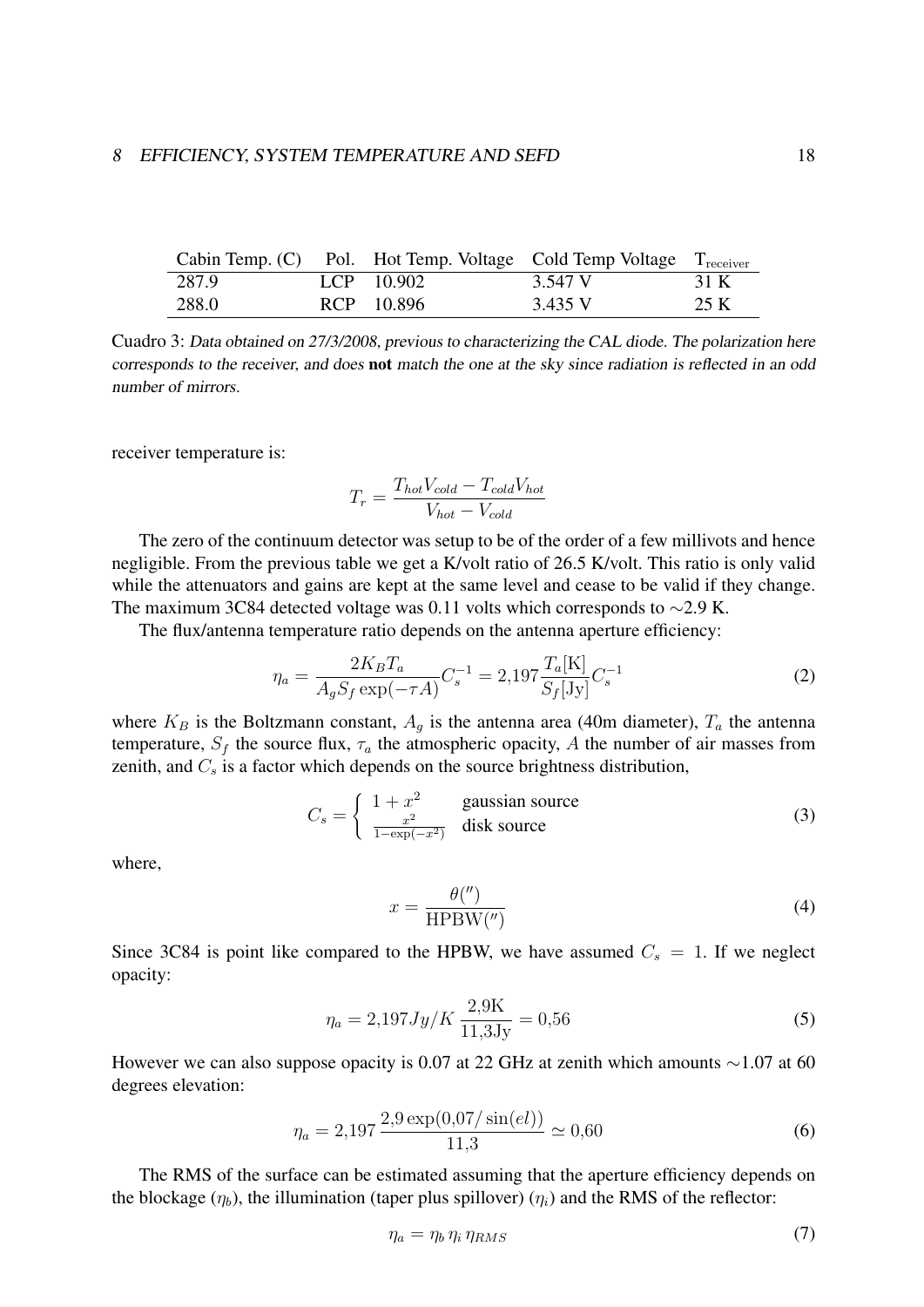| Cabin Temp. (C) | Pol. | Hot Temp. Voltage | Cold Temp Voltage | $T_{receiver}$ |
|---|---|---|---|---|
| 287.9 | LCP | 10.902 | 3.547 V | 31 K |
| 288.0 | RCP | 10.896 | 3.435 V | 25 K |

Cuadro 3: *Data obtained on 27/3/2008, previous to characterizing the CAL diode. The polarization here corresponds to the receiver, and does* **not** *match the one at the sky since radiation is reflected in an odd number of mirrors.*

receiver temperature is:

$$T_r = \frac{T_{hot}V_{cold} - T_{cold}V_{hot}}{V_{hot} - V_{cold}}$$

The zero of the continuum detector was setup to be of the order of a few millivots and hence negligible. From the previous table we get a K/volt ratio of 26.5 K/volt. This ratio is only valid while the attenuators and gains are kept at the same level and cease to be valid if they change. The maximum 3C84 detected voltage was 0.11 volts which corresponds to ∼2.9 K.

The flux/antenna temperature ratio depends on the antenna aperture efficiency:

$$\eta_a = \frac{2K_B T_a}{A_g S_f \exp(-\tau A)} C_s^{-1} = 2{,}197 \frac{T_a[\mathrm{K}]}{S_f[\mathrm{Jy}]} C_s^{-1} \tag{2}$$

where $K_B$ is the Boltzmann constant, $A_g$ is the antenna area (40m diameter), $T_a$ the antenna temperature, $S_f$ the source flux, $\tau_a$ the atmospheric opacity, $A$ the number of air masses from zenith, and $C_s$ is a factor which depends on the source brightness distribution,

$$C_s = \begin{cases} 1 + x^2 & \text{gaussian source} \\ \frac{x^2}{1-\exp(-x^2)} & \text{disk source} \end{cases} \tag{3}$$

where,

$$x = \frac{\theta('')}{\mathrm{HPBW}('')} \tag{4}$$

Since 3C84 is point like compared to the HPBW, we have assumed $C_s = 1$. If we neglect opacity:

$$\eta_a = 2{,}197 Jy/K \, \frac{2{,}9\mathrm{K}}{11{,}3\mathrm{Jy}} = 0{,}56 \tag{5}$$

However we can also suppose opacity is 0.07 at 22 GHz at zenith which amounts ∼1.07 at 60 degrees elevation:

$$\eta_a = 2{,}197 \, \frac{2{,}9 \exp(0{,}07/\sin(el))}{11{,}3} \simeq 0{,}60 \tag{6}$$

The RMS of the surface can be estimated assuming that the aperture efficiency depends on the blockage ($\eta_b$), the illumination (taper plus spillover) ($\eta_i$) and the RMS of the reflector:

$$\eta_a = \eta_b \, \eta_i \, \eta_{RMS} \tag{7}$$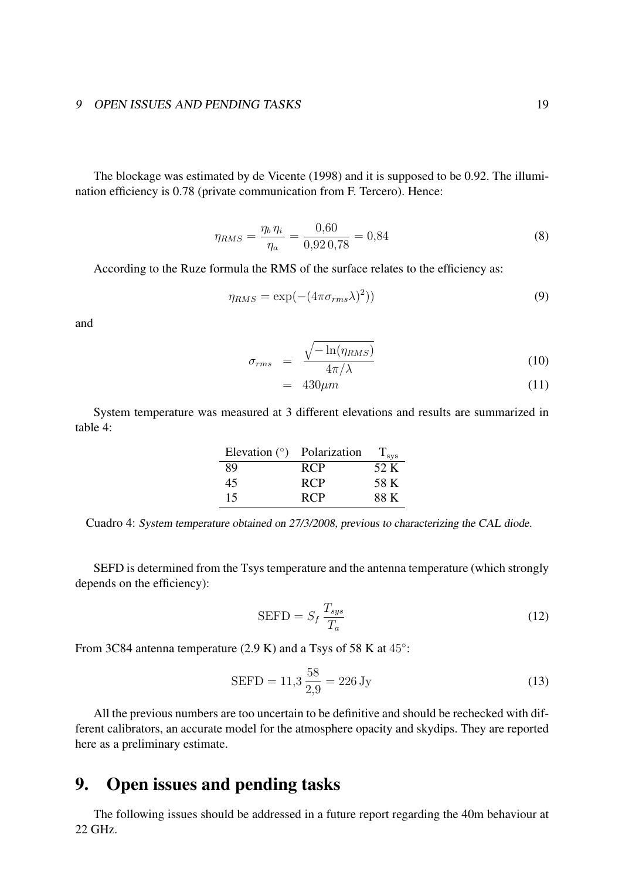The blockage was estimated by de Vicente (1998) and it is supposed to be 0.92. The illumination efficiency is 0.78 (private communication from F. Tercero). Hence:

$$\eta_{RMS} = \frac{\eta_b \, \eta_i}{\eta_a} = \frac{0{,}60}{0{,}92 \, 0{,}78} = 0{,}84 \tag{8}$$

According to the Ruze formula the RMS of the surface relates to the efficiency as:

$$\eta_{RMS} = \exp(-(4\pi\sigma_{rms}\lambda)^2)) \tag{9}$$

and

$$\sigma_{rms} = \frac{\sqrt{-\ln(\eta_{RMS})}}{4\pi/\lambda} \tag{10}$$

$$= 430\mu m \tag{11}$$

System temperature was measured at 3 different elevations and results are summarized in table 4:

| Elevation (°) | Polarization | $T_{sys}$ |
|---|---|---|
| 89 | RCP | 52 K |
| 45 | RCP | 58 K |
| 15 | RCP | 88 K |

Cuadro 4: *System temperature obtained on 27/3/2008, previous to characterizing the CAL diode.*

SEFD is determined from the Tsys temperature and the antenna temperature (which strongly depends on the efficiency):

$$\mathrm{SEFD} = S_f \, \frac{T_{sys}}{T_a} \tag{12}$$

From 3C84 antenna temperature (2.9 K) and a Tsys of 58 K at $45°$:

$$\mathrm{SEFD} = 11{,}3 \, \frac{58}{2{,}9} = 226 \, \mathrm{Jy} \tag{13}$$

All the previous numbers are too uncertain to be definitive and should be rechecked with different calibrators, an accurate model for the atmosphere opacity and skydips. They are reported here as a preliminary estimate.

# 9. Open issues and pending tasks

The following issues should be addressed in a future report regarding the 40m behaviour at 22 GHz.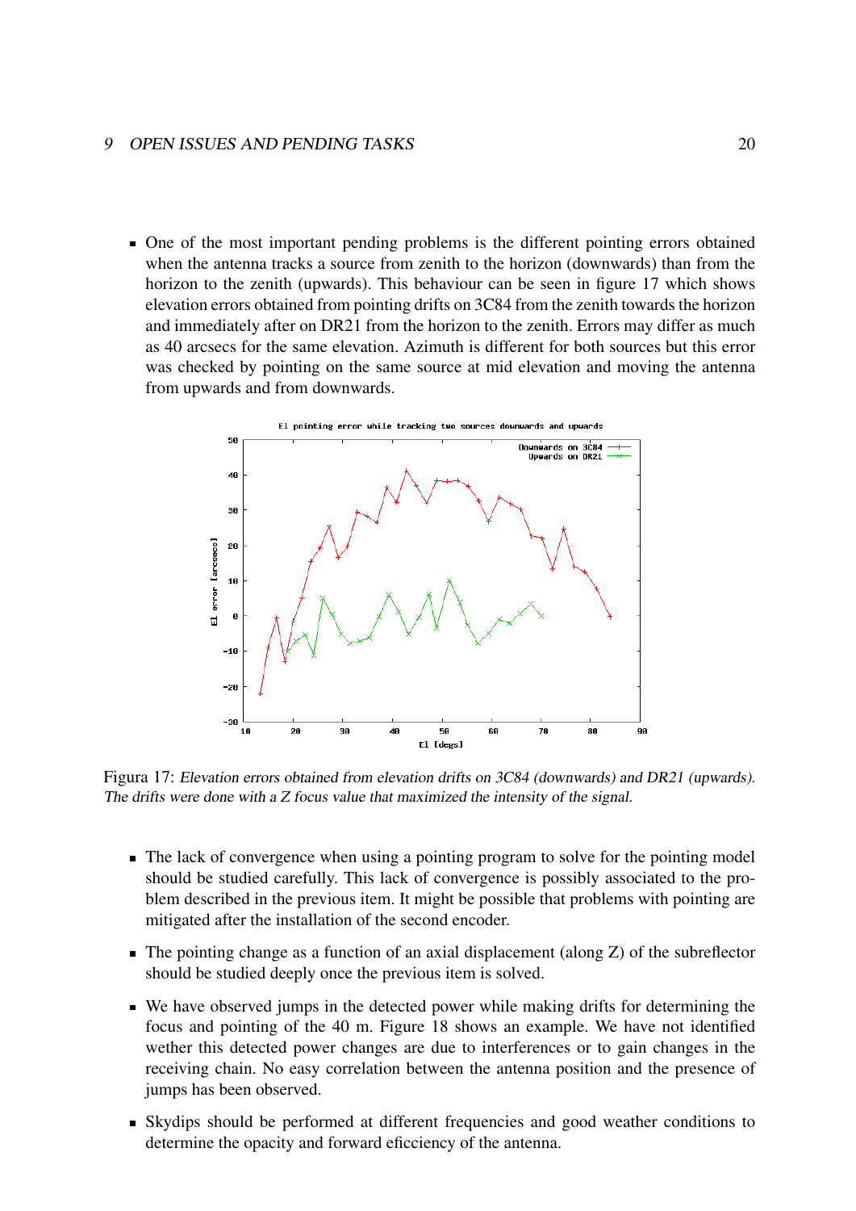- One of the most important pending problems is the different pointing errors obtained when the antenna tracks a source from zenith to the horizon (downwards) than from the horizon to the zenith (upwards). This behaviour can be seen in figure 17 which shows elevation errors obtained from pointing drifts on 3C84 from the zenith towards the horizon and immediately after on DR21 from the horizon to the zenith. Errors may differ as much as 40 arcsecs for the same elevation. Azimuth is different for both sources but this error was checked by pointing on the same source at mid elevation and moving the antenna from upwards and from downwards.

Figura 17: *Elevation errors obtained from elevation drifts on 3C84 (downwards) and DR21 (upwards). The drifts were done with a Z focus value that maximized the intensity of the signal.*

- The lack of convergence when using a pointing program to solve for the pointing model should be studied carefully. This lack of convergence is possibly associated to the problem described in the previous item. It might be possible that problems with pointing are mitigated after the installation of the second encoder.
- The pointing change as a function of an axial displacement (along Z) of the subreflector should be studied deeply once the previous item is solved.
- We have observed jumps in the detected power while making drifts for determining the focus and pointing of the 40 m. Figure 18 shows an example. We have not identified wether this detected power changes are due to interferences or to gain changes in the receiving chain. No easy correlation between the antenna position and the presence of jumps has been observed.
- Skydips should be performed at different frequencies and good weather conditions to determine the opacity and forward eficciency of the antenna.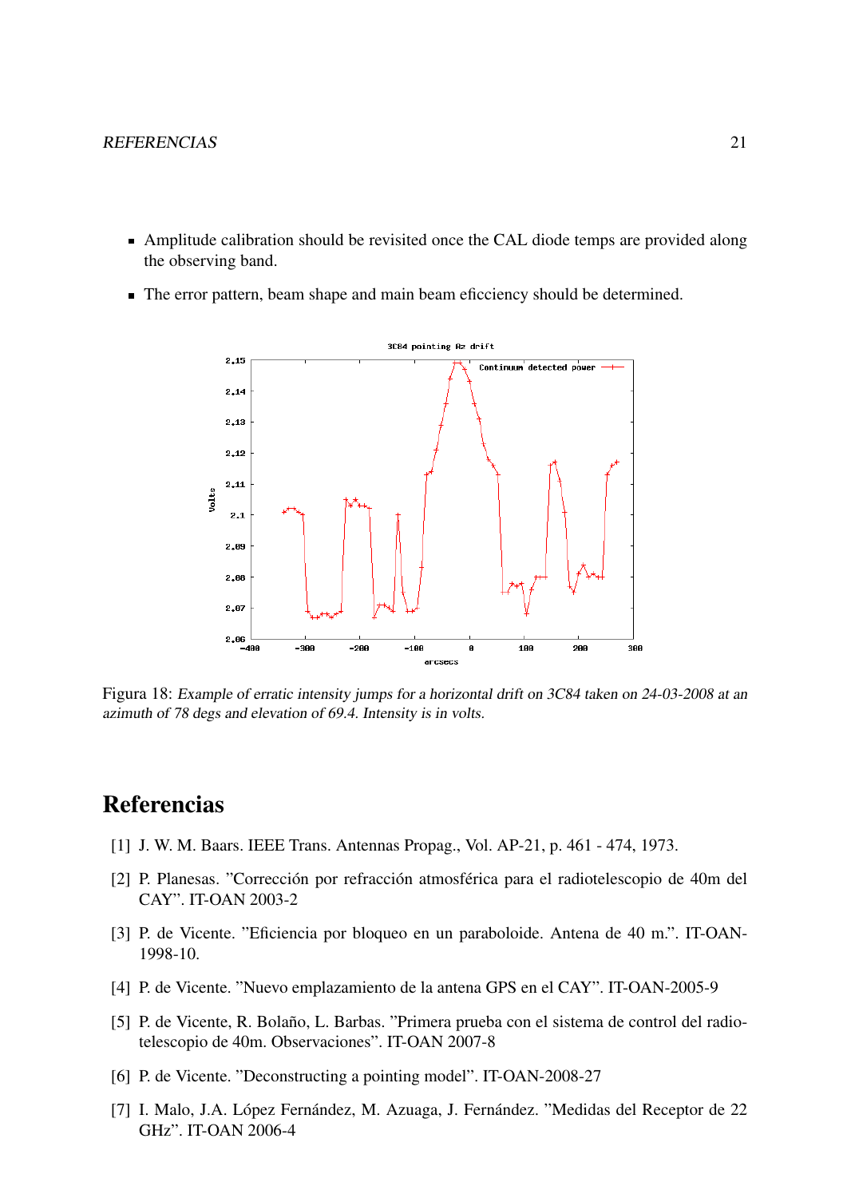- Amplitude calibration should be revisited once the CAL diode temps are provided along the observing band.
- The error pattern, beam shape and main beam eficciency should be determined.

Figura 18: *Example of erratic intensity jumps for a horizontal drift on 3C84 taken on 24-03-2008 at an azimuth of 78 degs and elevation of 69.4. Intensity is in volts.*

# Referencias

[1] J. W. M. Baars. IEEE Trans. Antennas Propag., Vol. AP-21, p. 461 - 474, 1973.

[2] P. Planesas. "Corrección por refracción atmosférica para el radiotelescopio de 40m del CAY". IT-OAN 2003-2

[3] P. de Vicente. "Eficiencia por bloqueo en un paraboloide. Antena de 40 m.". IT-OAN-1998-10.

[4] P. de Vicente. "Nuevo emplazamiento de la antena GPS en el CAY". IT-OAN-2005-9

[5] P. de Vicente, R. Bolaño, L. Barbas. "Primera prueba con el sistema de control del radiotelescopio de 40m. Observaciones". IT-OAN 2007-8

[6] P. de Vicente. "Deconstructing a pointing model". IT-OAN-2008-27

[7] I. Malo, J.A. López Fernández, M. Azuaga, J. Fernández. "Medidas del Receptor de 22 GHz". IT-OAN 2006-4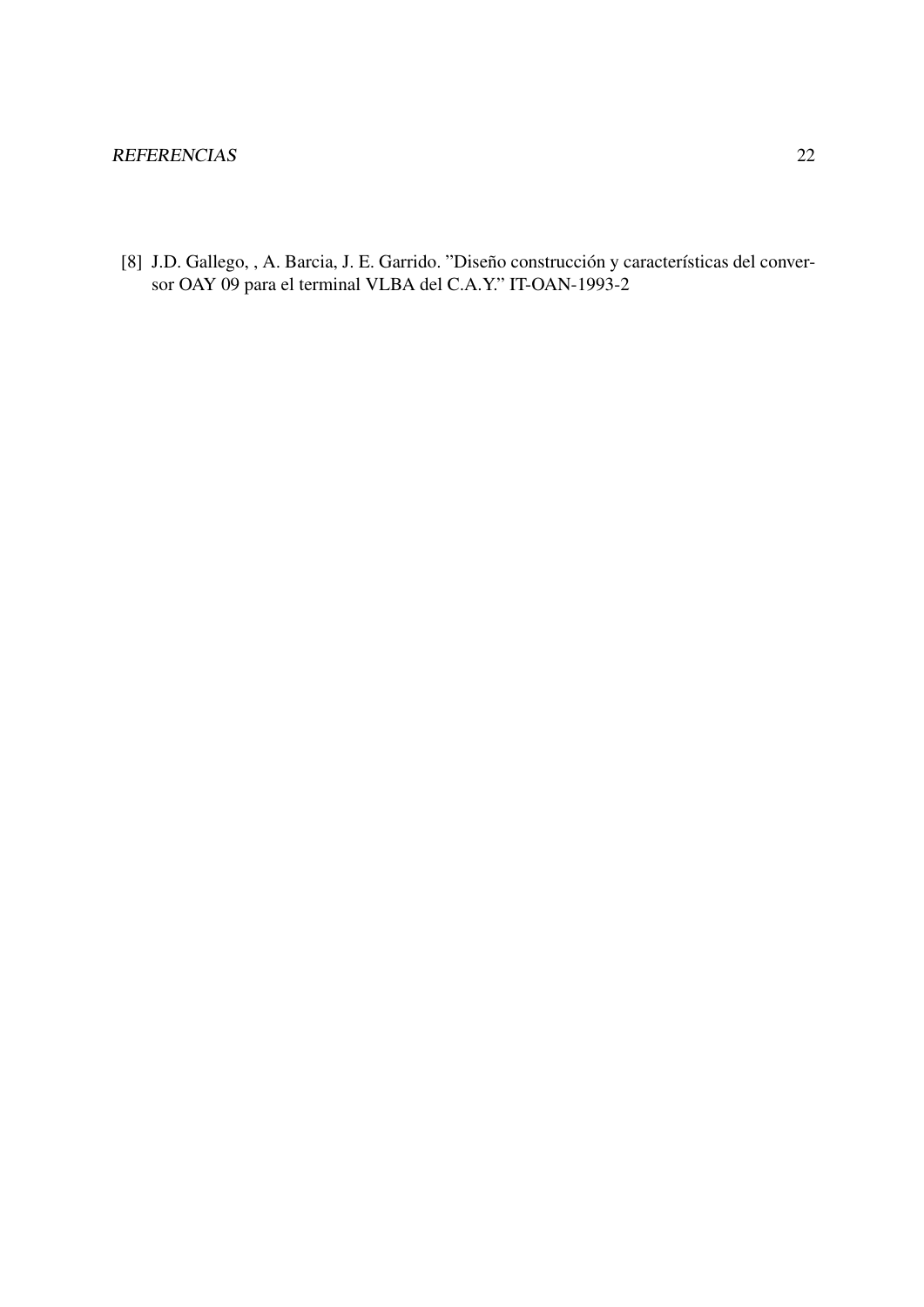[8] J.D. Gallego, , A. Barcia, J. E. Garrido. ”Diseño construcción y características del conversor OAY 09 para el terminal VLBA del C.A.Y.” IT-OAN-1993-2